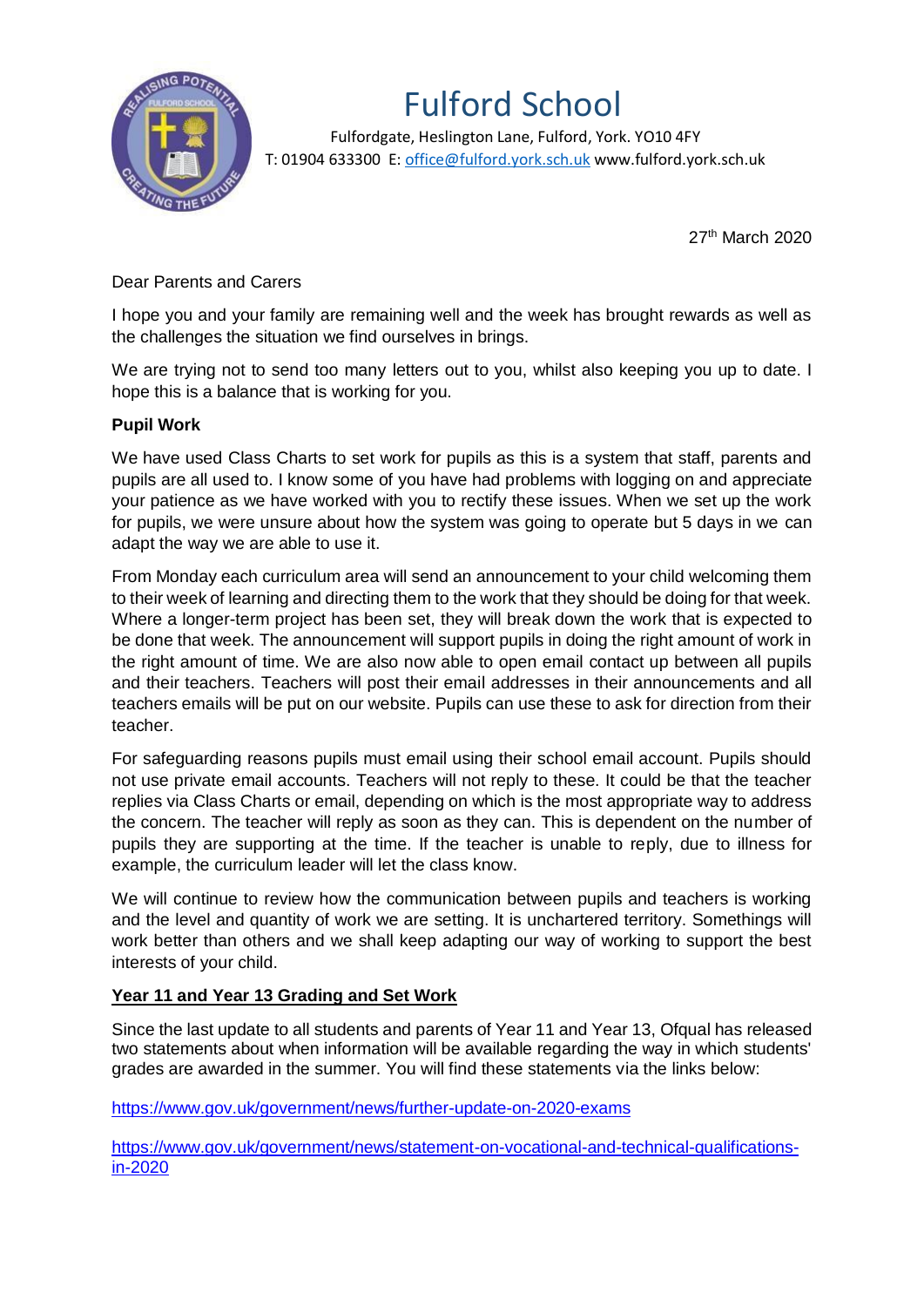# Fulford School

Fulfordgate, Heslington Lane, Fulford, York. YO10 4FY
T: 01904 633300 E: office@fulford.york.sch.uk www.fulford.york.sch.uk

27th March 2020

Dear Parents and Carers

I hope you and your family are remaining well and the week has brought rewards as well as the challenges the situation we find ourselves in brings.

We are trying not to send too many letters out to you, whilst also keeping you up to date. I hope this is a balance that is working for you.

**Pupil Work**

We have used Class Charts to set work for pupils as this is a system that staff, parents and pupils are all used to. I know some of you have had problems with logging on and appreciate your patience as we have worked with you to rectify these issues. When we set up the work for pupils, we were unsure about how the system was going to operate but 5 days in we can adapt the way we are able to use it.

From Monday each curriculum area will send an announcement to your child welcoming them to their week of learning and directing them to the work that they should be doing for that week. Where a longer-term project has been set, they will break down the work that is expected to be done that week. The announcement will support pupils in doing the right amount of work in the right amount of time. We are also now able to open email contact up between all pupils and their teachers. Teachers will post their email addresses in their announcements and all teachers emails will be put on our website. Pupils can use these to ask for direction from their teacher.

For safeguarding reasons pupils must email using their school email account. Pupils should not use private email accounts. Teachers will not reply to these. It could be that the teacher replies via Class Charts or email, depending on which is the most appropriate way to address the concern. The teacher will reply as soon as they can. This is dependent on the number of pupils they are supporting at the time. If the teacher is unable to reply, due to illness for example, the curriculum leader will let the class know.

We will continue to review how the communication between pupils and teachers is working and the level and quantity of work we are setting. It is unchartered territory. Somethings will work better than others and we shall keep adapting our way of working to support the best interests of your child.

**Year 11 and Year 13 Grading and Set Work**

Since the last update to all students and parents of Year 11 and Year 13, Ofqual has released two statements about when information will be available regarding the way in which students' grades are awarded in the summer. You will find these statements via the links below:

https://www.gov.uk/government/news/further-update-on-2020-exams

https://www.gov.uk/government/news/statement-on-vocational-and-technical-qualifications-in-2020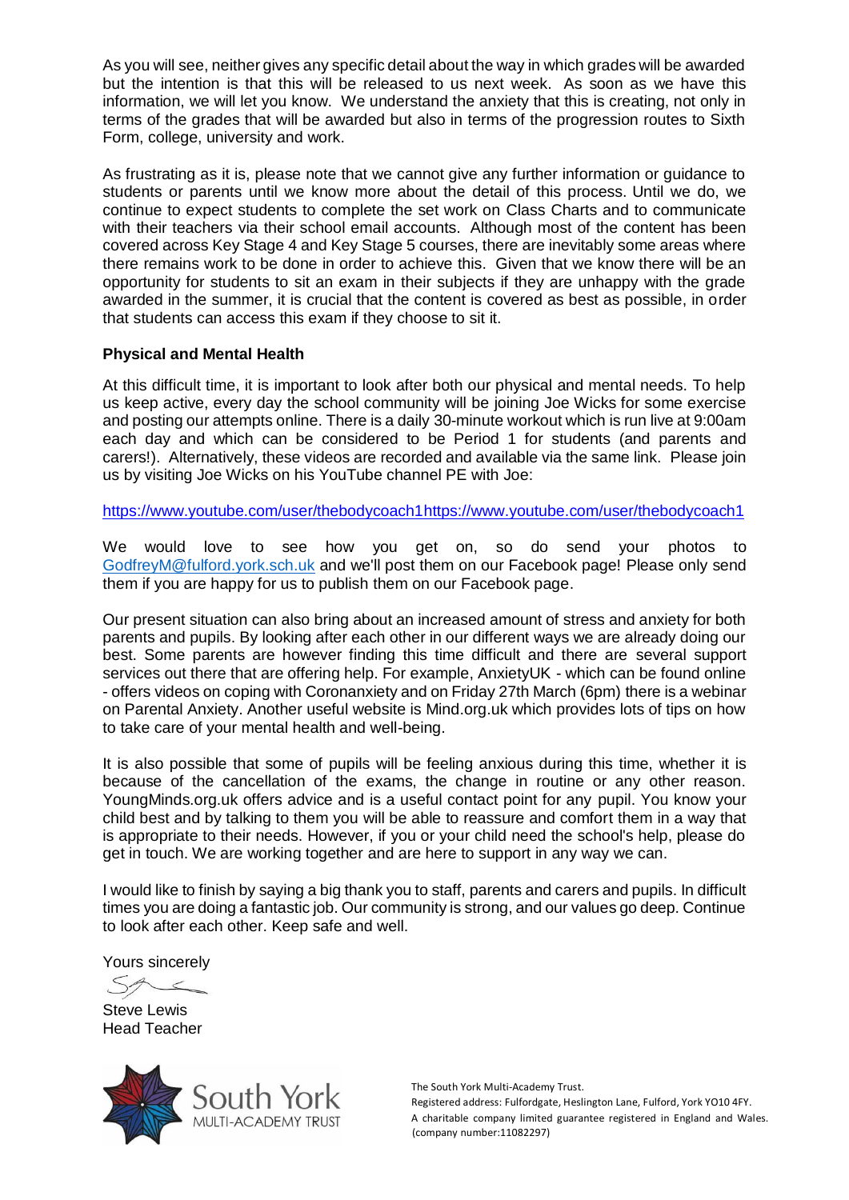As you will see, neither gives any specific detail about the way in which grades will be awarded but the intention is that this will be released to us next week. As soon as we have this information, we will let you know. We understand the anxiety that this is creating, not only in terms of the grades that will be awarded but also in terms of the progression routes to Sixth Form, college, university and work.

As frustrating as it is, please note that we cannot give any further information or guidance to students or parents until we know more about the detail of this process. Until we do, we continue to expect students to complete the set work on Class Charts and to communicate with their teachers via their school email accounts. Although most of the content has been covered across Key Stage 4 and Key Stage 5 courses, there are inevitably some areas where there remains work to be done in order to achieve this. Given that we know there will be an opportunity for students to sit an exam in their subjects if they are unhappy with the grade awarded in the summer, it is crucial that the content is covered as best as possible, in order that students can access this exam if they choose to sit it.

**Physical and Mental Health**

At this difficult time, it is important to look after both our physical and mental needs. To help us keep active, every day the school community will be joining Joe Wicks for some exercise and posting our attempts online. There is a daily 30-minute workout which is run live at 9:00am each day and which can be considered to be Period 1 for students (and parents and carers!). Alternatively, these videos are recorded and available via the same link. Please join us by visiting Joe Wicks on his YouTube channel PE with Joe:

https://www.youtube.com/user/thebodycoach1https://www.youtube.com/user/thebodycoach1

We would love to see how you get on, so do send your photos to GodfreyM@fulford.york.sch.uk and we'll post them on our Facebook page! Please only send them if you are happy for us to publish them on our Facebook page.

Our present situation can also bring about an increased amount of stress and anxiety for both parents and pupils. By looking after each other in our different ways we are already doing our best. Some parents are however finding this time difficult and there are several support services out there that are offering help. For example, AnxietyUK - which can be found online - offers videos on coping with Coronanxiety and on Friday 27th March (6pm) there is a webinar on Parental Anxiety. Another useful website is Mind.org.uk which provides lots of tips on how to take care of your mental health and well-being.

It is also possible that some of pupils will be feeling anxious during this time, whether it is because of the cancellation of the exams, the change in routine or any other reason. YoungMinds.org.uk offers advice and is a useful contact point for any pupil. You know your child best and by talking to them you will be able to reassure and comfort them in a way that is appropriate to their needs. However, if you or your child need the school's help, please do get in touch. We are working together and are here to support in any way we can.

I would like to finish by saying a big thank you to staff, parents and carers and pupils. In difficult times you are doing a fantastic job. Our community is strong, and our values go deep. Continue to look after each other. Keep safe and well.

Yours sincerely

Steve Lewis
Head Teacher

South York MULTI-ACADEMY TRUST

The South York Multi-Academy Trust.
Registered address: Fulfordgate, Heslington Lane, Fulford, York YO10 4FY.
A charitable company limited guarantee registered in England and Wales. (company number:11082297)